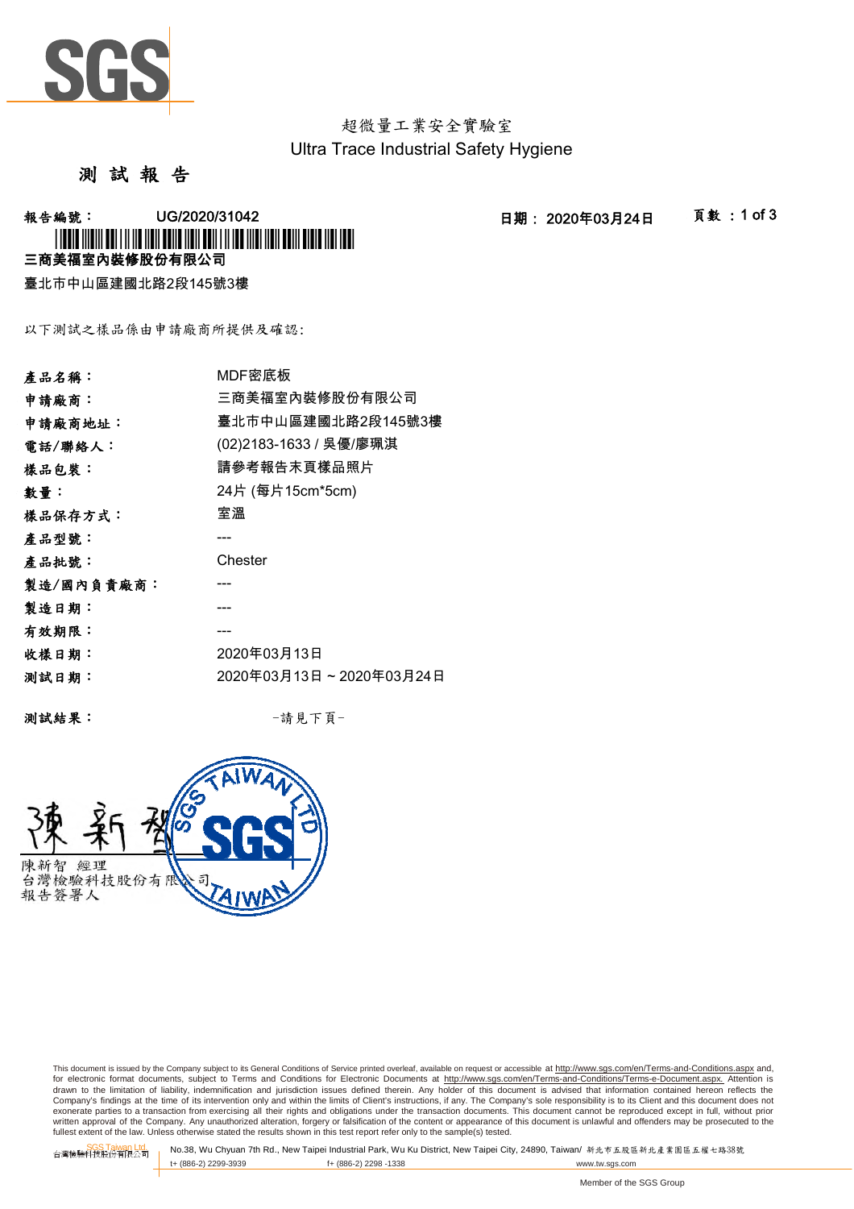超微量工業安全實驗室
Ultra Trace Industrial Safety Hygiene

# 測 試 報 告

**報告編號：** UG/2020/31042　　**日期：** 2020年03月24日

**三商美福室內裝修股份有限公司**

臺北市中山區建國北路2段145號3樓

以下測試之樣品係由申請廠商所提供及確認:

| | |
|---|---|
| **產品名稱：** | MDF密底板 |
| **申請廠商：** | 三商美福室內裝修股份有限公司 |
| **申請廠商地址：** | 臺北市中山區建國北路2段145號3樓 |
| **電話/聯絡人：** | (02)2183-1633 / 吳優/廖珮淇 |
| **樣品包裝：** | 請參考報告末頁樣品照片 |
| **數量：** | 24片 (每片15cm*5cm) |
| **樣品保存方式：** | 室溫 |
| **產品型號：** | --- |
| **產品批號：** | Chester |
| **製造/國內負責廠商：** | --- |
| **製造日期：** | --- |
| **有效期限：** | --- |
| **收樣日期：** | 2020年03月13日 |
| **測試日期：** | 2020年03月13日 ~ 2020年03月24日 |

**測試結果：** -請見下頁-

陳新智 經理
台灣檢驗科技股份有限公司
報告簽署人

This document is issued by the Company subject to its General Conditions of Service printed overleaf, available on request or accessible at http://www.sgs.com/en/Terms-and-Conditions.aspx and, for electronic format documents, subject to Terms and Conditions for Electronic Documents at http://www.sgs.com/en/Terms-and-Conditions/Terms-e-Document.aspx. Attention is drawn to the limitation of liability, indemnification and jurisdiction issues defined therein. Any holder of this document is advised that information contained hereon reflects the Company's findings at the time of its intervention only and within the limits of Client's instructions, if any. The Company's sole responsibility is to its Client and this document does not exonerate parties to a transaction from exercising all their rights and obligations under the transaction documents. This document cannot be reproduced except in full, without prior written approval of the Company. Any unauthorized alteration, forgery or falsification of the content or appearance of this document is unlawful and offenders may be prosecuted to the fullest extent of the law. Unless otherwise stated the results shown in this test report refer only to the sample(s) tested.

SGS Taiwan Ltd. 台灣檢驗科技股份有限公司 | No.38, Wu Chyuan 7th Rd., New Taipei Industrial Park, Wu Ku District, New Taipei City, 24890, Taiwan/ 新北市五股區新北產業園區五權七路38號
t+ (886-2) 2299-3939　f+ (886-2) 2298 -1338　www.tw.sgs.com

Member of the SGS Group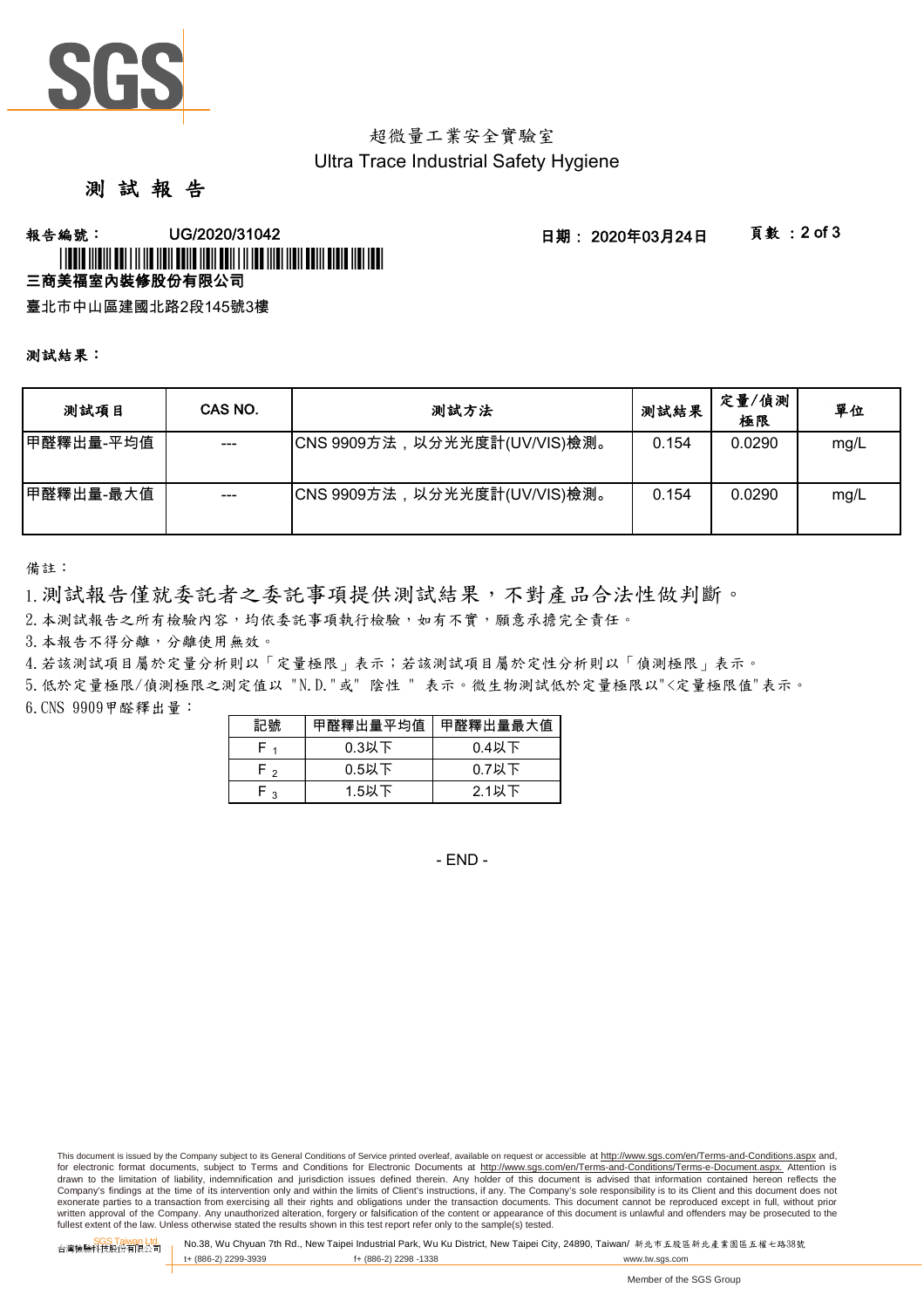超微量工業安全實驗室
Ultra Trace Industrial Safety Hygiene

# 測 試 報 告

**報告編號：** UG/2020/31042　　**日期：** 2020年03月24日　　**頁數** ：2 of 3

**三商美福室內裝修股份有限公司**

臺北市中山區建國北路2段145號3樓

**測試結果：**

| 測試項目 | CAS NO. | 測試方法 | 測試結果 | 定量/偵測極限 | 單位 |
|---|---|---|---|---|---|
| 甲醛釋出量-平均值 | --- | CNS 9909方法，以分光光度計(UV/VIS)檢測。 | 0.154 | 0.0290 | mg/L |
| 甲醛釋出量-最大值 | --- | CNS 9909方法，以分光光度計(UV/VIS)檢測。 | 0.154 | 0.0290 | mg/L |

備註：

1. 測試報告僅就委託者之委託事項提供測試結果，不對產品合法性做判斷。
2. 本測試報告之所有檢驗內容，均依委託事項執行檢驗，如有不實，願意承擔完全責任。
3. 本報告不得分離，分離使用無效。
4. 若該測試項目屬於定量分析則以「定量極限」表示；若該測試項目屬於定性分析則以「偵測極限」表示。
5. 低於定量極限/偵測極限之測定值以 "N.D."或" 陰性 " 表示。微生物測試低於定量極限以"<定量極限值"表示。
6. CNS 9909甲醛釋出量：

| 記號 | 甲醛釋出量平均值 | 甲醛釋出量最大值 |
|---|---|---|
| $F_1$ | 0.3以下 | 0.4以下 |
| $F_2$ | 0.5以下 | 0.7以下 |
| $F_3$ | 1.5以下 | 2.1以下 |

- END -

This document is issued by the Company subject to its General Conditions of Service printed overleaf, available on request or accessible at http://www.sgs.com/en/Terms-and-Conditions.aspx and, for electronic format documents, subject to Terms and Conditions for Electronic Documents at http://www.sgs.com/en/Terms-and-Conditions/Terms-e-Document.aspx. Attention is drawn to the limitation of liability, indemnification and jurisdiction issues defined therein. Any holder of this document is advised that information contained hereon reflects the Company's findings at the time of its intervention only and within the limits of Client's instructions, if any. The Company's sole responsibility is to its Client and this document does not exonerate parties to a transaction from exercising all their rights and obligations under the transaction documents. This document cannot be reproduced except in full, without prior written approval of the Company. Any unauthorized alteration, forgery or falsification of the content or appearance of this document is unlawful and offenders may be prosecuted to the fullest extent of the law. Unless otherwise stated the results shown in this test report refer only to the sample(s) tested.

SGS Taiwan Ltd. 台灣檢驗科技股份有限公司　No.38, Wu Chyuan 7th Rd., New Taipei Industrial Park, Wu Ku District, New Taipei City, 24890, Taiwan/ 新北市五股區新北產業園區五權七路38號
t+ (886-2) 2299-3939　f+ (886-2) 2298 -1338　www.tw.sgs.com

Member of the SGS Group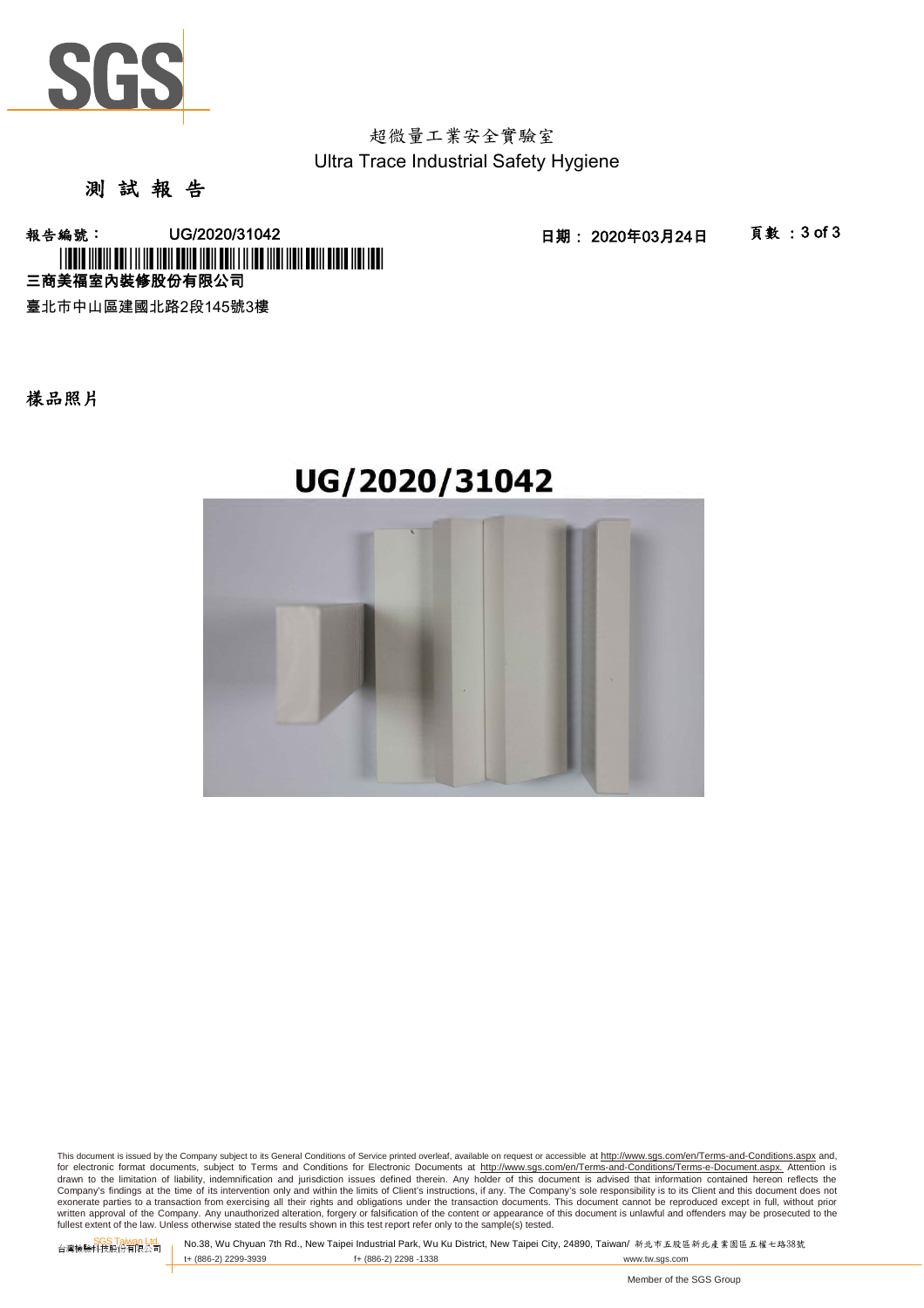超微量工業安全實驗室
Ultra Trace Industrial Safety Hygiene

# 測 試 報 告

報告編號： UG/2020/31042

日期： 2020年03月24日

三商美福室內裝修股份有限公司

臺北市中山區建國北路2段145號3樓

## 樣品照片

UG/2020/31042

This document is issued by the Company subject to its General Conditions of Service printed overleaf, available on request or accessible at http://www.sgs.com/en/Terms-and-Conditions.aspx and, for electronic format documents, subject to Terms and Conditions for Electronic Documents at http://www.sgs.com/en/Terms-and-Conditions/Terms-e-Document.aspx. Attention is drawn to the limitation of liability, indemnification and jurisdiction issues defined therein. Any holder of this document is advised that information contained hereon reflects the Company's findings at the time of its intervention only and within the limits of Client's instructions, if any. The Company's sole responsibility is to its Client and this document does not exonerate parties to a transaction from exercising all their rights and obligations under the transaction documents. This document cannot be reproduced except in full, without prior written approval of the Company. Any unauthorized alteration, forgery or falsification of the content or appearance of this document is unlawful and offenders may be prosecuted to the fullest extent of the law. Unless otherwise stated the results shown in this test report refer only to the sample(s) tested.

SGS Taiwan Ltd. 台灣檢驗科技股份有限公司 No.38, Wu Chyuan 7th Rd., New Taipei Industrial Park, Wu Ku District, New Taipei City, 24890, Taiwan/ 新北市五股區新北產業園區五權七路38號
t+ (886-2) 2299-3939 f+ (886-2) 2298 -1338 www.tw.sgs.com

Member of the SGS Group